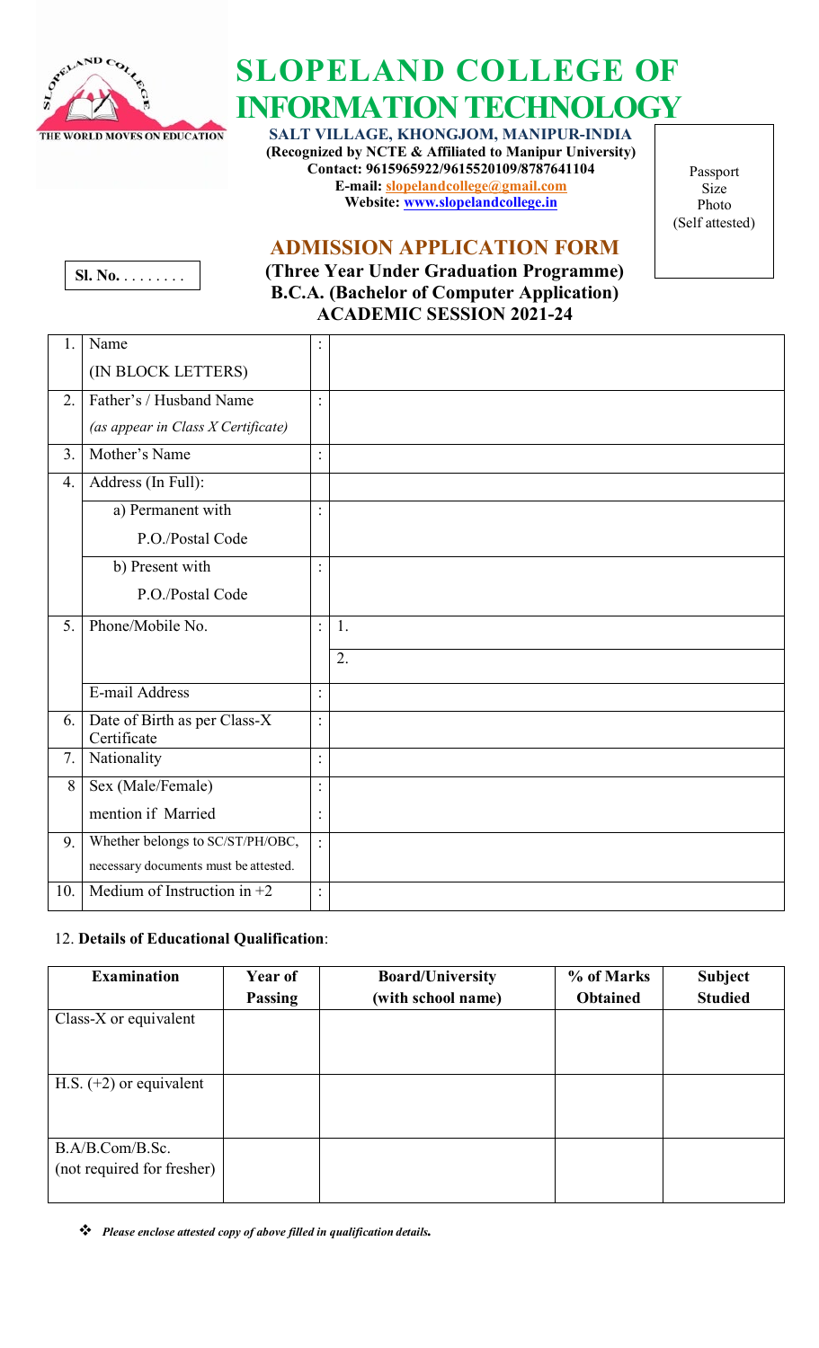# SLOPELAND COLLEGE OF INFORMATION TECHNOLOGY

THE WORLD MOVES ON EDUCATION

**SALT VILLAGE, KHONGJOM, MANIPUR-INDIA**
**(Recognized by NCTE & Affiliated to Manipur University)**
**Contact: 9615965922/9615520109/8787641104**
**E-mail: slopelandcollege@gmail.com**
**Website: www.slopelandcollege.in**

Passport Size Photo (Self attested)

## ADMISSION APPLICATION FORM

**Sl. No.** . . . . . . . .

**(Three Year Under Graduation Programme)**
**B.C.A. (Bachelor of Computer Application)**
**ACADEMIC SESSION 2021-24**

| | | | |
|---|---|---|---|
| 1. | Name (IN BLOCK LETTERS) | : | |
| 2. | Father's / Husband Name *(as appear in Class X Certificate)* | : | |
| 3. | Mother's Name | : | |
| 4. | Address (In Full): | | |
| | a) Permanent with P.O./Postal Code | : | |
| | b) Present with P.O./Postal Code | : | |
| 5. | Phone/Mobile No. | : | 1. |
| | | | 2. |
| | E-mail Address | : | |
| 6. | Date of Birth as per Class-X Certificate | : | |
| 7. | Nationality | : | |
| 8 | Sex (Male/Female) | : | |
| | mention if Married | : | |
| 9. | Whether belongs to SC/ST/PH/OBC, necessary documents must be attested. | : | |
| 10. | Medium of Instruction in +2 | : | |

12. **Details of Educational Qualification**:

| Examination | Year of Passing | Board/University (with school name) | % of Marks Obtained | Subject Studied |
|---|---|---|---|---|
| Class-X or equivalent | | | | |
| H.S. (+2) or equivalent | | | | |
| B.A/B.Com/B.Sc. (not required for fresher) | | | | |

- ***Please enclose attested copy of above filled in qualification details.***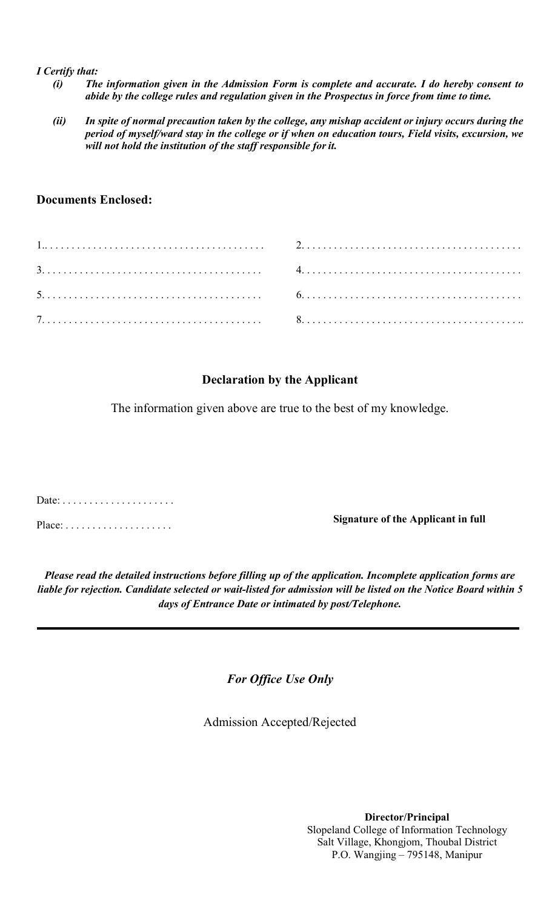***I Certify that:***

1. ***(i)*** ***The information given in the Admission Form is complete and accurate. I do hereby consent to abide by the college rules and regulation given in the Prospectus in force from time to time.***

2. ***(ii)*** ***In spite of normal precaution taken by the college, any mishap accident or injury occurs during the period of myself/ward stay in the college or if when on education tours, Field visits, excursion, we will not hold the institution of the staff responsible for it.***

**Documents Enclosed:**

| | |
|---|---|
| 1.. . . . . . . . . . . . . . . . . . . . . . . . . . . . . . . . . . . . . . . . | 2. . . . . . . . . . . . . . . . . . . . . . . . . . . . . . . . . . . . . . . . |
| 3. . . . . . . . . . . . . . . . . . . . . . . . . . . . . . . . . . . . . . . . | 4. . . . . . . . . . . . . . . . . . . . . . . . . . . . . . . . . . . . . . . . |
| 5. . . . . . . . . . . . . . . . . . . . . . . . . . . . . . . . . . . . . . . . | 6. . . . . . . . . . . . . . . . . . . . . . . . . . . . . . . . . . . . . . . . |
| 7. . . . . . . . . . . . . . . . . . . . . . . . . . . . . . . . . . . . . . . . | 8. . . . . . . . . . . . . . . . . . . . . . . . . . . . . . . . . . . . . . . .. |

**Declaration by the Applicant**

The information given above are true to the best of my knowledge.

Date: . . . . . . . . . . . . . . . . . . . . .

Place: . . . . . . . . . . . . . . . . . . . .

**Signature of the Applicant in full**

***Please read the detailed instructions before filling up of the application. Incomplete application forms are liable for rejection. Candidate selected or wait-listed for admission will be listed on the Notice Board within 5 days of Entrance Date or intimated by post/Telephone.***

---

***For Office Use Only***

Admission Accepted/Rejected

**Director/Principal**
Slopeland College of Information Technology
Salt Village, Khongjom, Thoubal District
P.O. Wangjing – 795148, Manipur